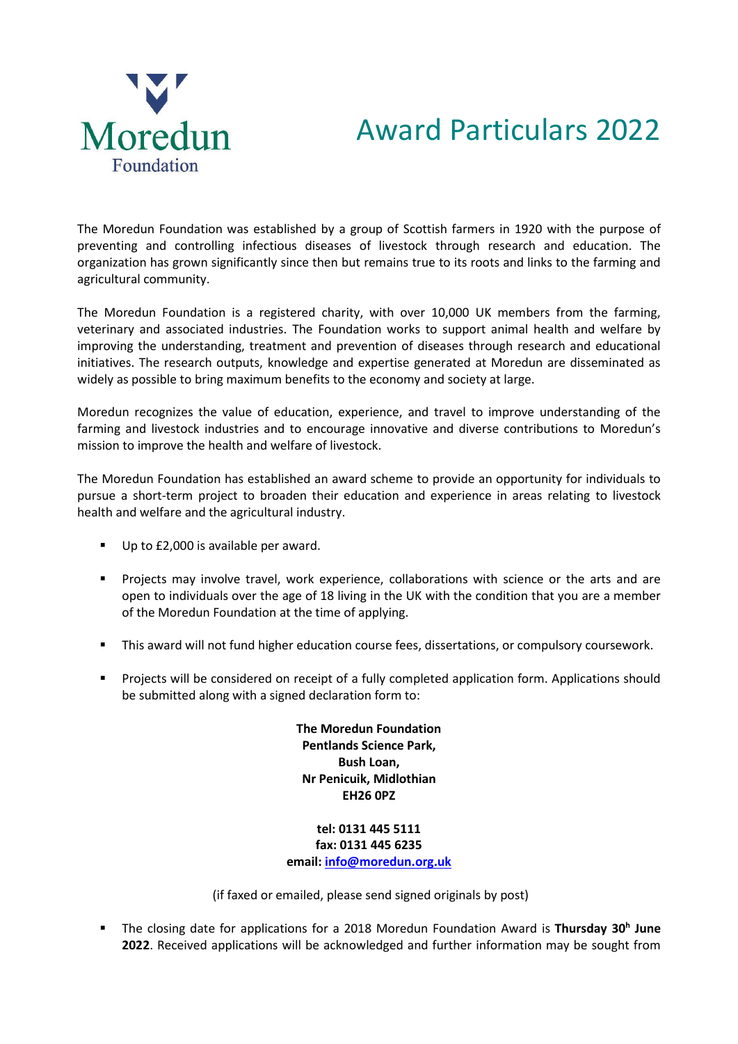Moredun Foundation

# Award Particulars 2022

The Moredun Foundation was established by a group of Scottish farmers in 1920 with the purpose of preventing and controlling infectious diseases of livestock through research and education. The organization has grown significantly since then but remains true to its roots and links to the farming and agricultural community.

The Moredun Foundation is a registered charity, with over 10,000 UK members from the farming, veterinary and associated industries. The Foundation works to support animal health and welfare by improving the understanding, treatment and prevention of diseases through research and educational initiatives. The research outputs, knowledge and expertise generated at Moredun are disseminated as widely as possible to bring maximum benefits to the economy and society at large.

Moredun recognizes the value of education, experience, and travel to improve understanding of the farming and livestock industries and to encourage innovative and diverse contributions to Moredun's mission to improve the health and welfare of livestock.

The Moredun Foundation has established an award scheme to provide an opportunity for individuals to pursue a short-term project to broaden their education and experience in areas relating to livestock health and welfare and the agricultural industry.

- Up to £2,000 is available per award.
- Projects may involve travel, work experience, collaborations with science or the arts and are open to individuals over the age of 18 living in the UK with the condition that you are a member of the Moredun Foundation at the time of applying.
- This award will not fund higher education course fees, dissertations, or compulsory coursework.
- Projects will be considered on receipt of a fully completed application form. Applications should be submitted along with a signed declaration form to:

  **The Moredun Foundation**
  **Pentlands Science Park,**
  **Bush Loan,**
  **Nr Penicuik, Midlothian**
  **EH26 0PZ**

  **tel: 0131 445 5111**
  **fax: 0131 445 6235**
  **email: info@moredun.org.uk**

  (if faxed or emailed, please send signed originals by post)

- The closing date for applications for a 2018 Moredun Foundation Award is **Thursday 30h June 2022**. Received applications will be acknowledged and further information may be sought from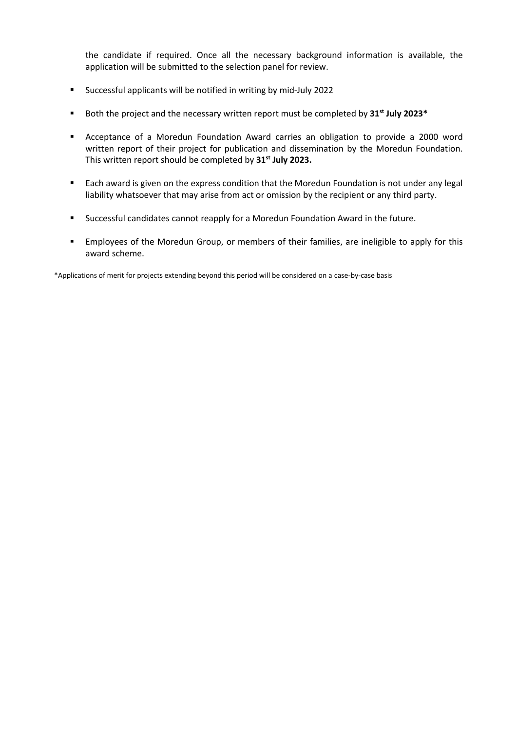the candidate if required. Once all the necessary background information is available, the application will be submitted to the selection panel for review.

- Successful applicants will be notified in writing by mid-July 2022
- Both the project and the necessary written report must be completed by **31st July 2023***
- Acceptance of a Moredun Foundation Award carries an obligation to provide a 2000 word written report of their project for publication and dissemination by the Moredun Foundation. This written report should be completed by **31st July 2023.**
- Each award is given on the express condition that the Moredun Foundation is not under any legal liability whatsoever that may arise from act or omission by the recipient or any third party.
- Successful candidates cannot reapply for a Moredun Foundation Award in the future.
- Employees of the Moredun Group, or members of their families, are ineligible to apply for this award scheme.

*Applications of merit for projects extending beyond this period will be considered on a case-by-case basis